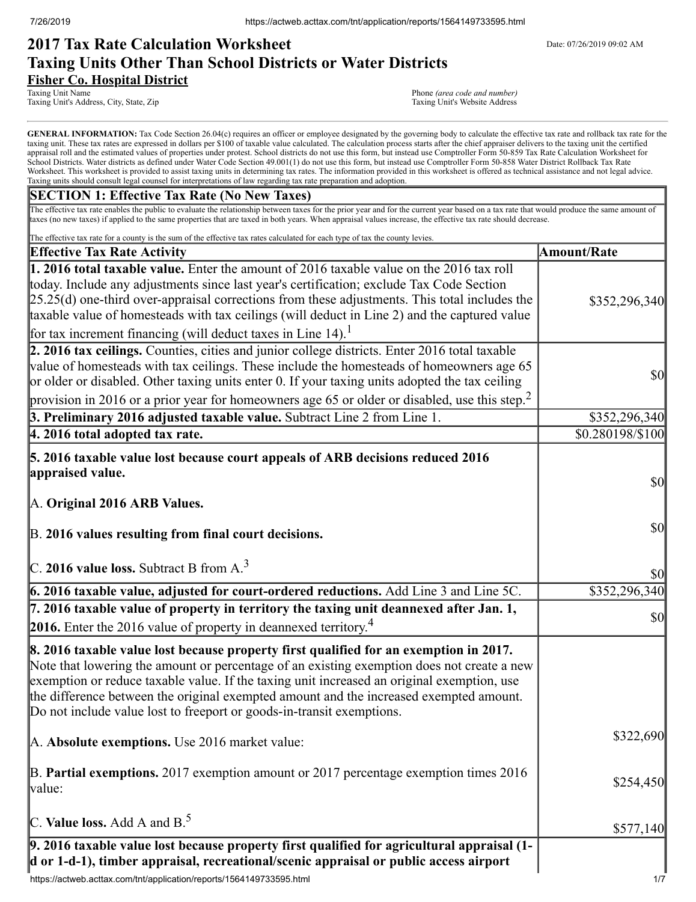# 2017 Tax Rate Calculation Worksheet
## Taxing Units Other Than School Districts or Water Districts

Date: 07/26/2019 09:02 AM

**Fisher Co. Hospital District**
Taxing Unit Name
Taxing Unit's Address, City, State, Zip

Phone *(area code and number)*
Taxing Unit's Website Address

**GENERAL INFORMATION:** Tax Code Section 26.04(c) requires an officer or employee designated by the governing body to calculate the effective tax rate and rollback tax rate for the taxing unit. These tax rates are expressed in dollars per $100 of taxable value calculated. The calculation process starts after the chief appraiser delivers to the taxing unit the certified appraisal roll and the estimated values of properties under protest. School districts do not use this form, but instead use Comptroller Form 50-859 Tax Rate Calculation Worksheet for School Districts. Water districts as defined under Water Code Section 49.001(1) do not use this form, but instead use Comptroller Form 50-858 Water District Rollback Tax Rate Worksheet. This worksheet is provided to assist taxing units in determining tax rates. The information provided in this worksheet is offered as technical assistance and not legal advice. Taxing units should consult legal counsel for interpretations of law regarding tax rate preparation and adoption.

**SECTION 1: Effective Tax Rate (No New Taxes)**

The effective tax rate enables the public to evaluate the relationship between taxes for the prior year and for the current year based on a tax rate that would produce the same amount of taxes (no new taxes) if applied to the same properties that are taxed in both years. When appraisal values increase, the effective tax rate should decrease.

The effective tax rate for a county is the sum of the effective tax rates calculated for each type of tax the county levies.

| Effective Tax Rate Activity | Amount/Rate |
|---|---|
| **1. 2016 total taxable value.** Enter the amount of 2016 taxable value on the 2016 tax roll today. Include any adjustments since last year's certification; exclude Tax Code Section 25.25(d) one-third over-appraisal corrections from these adjustments. This total includes the taxable value of homesteads with tax ceilings (will deduct in Line 2) and the captured value for tax increment financing (will deduct taxes in Line 14).[1] | $352,296,340 |
| **2. 2016 tax ceilings.** Counties, cities and junior college districts. Enter 2016 total taxable value of homesteads with tax ceilings. These include the homesteads of homeowners age 65 or older or disabled. Other taxing units enter 0. If your taxing units adopted the tax ceiling provision in 2016 or a prior year for homeowners age 65 or older or disabled, use this step.[2] | $0 |
| **3. Preliminary 2016 adjusted taxable value.** Subtract Line 2 from Line 1. | $352,296,340 |
| **4. 2016 total adopted tax rate.** | $0.280198/$100 |
| **5. 2016 taxable value lost because court appeals of ARB decisions reduced 2016 appraised value.** | |
| A. **Original 2016 ARB Values.** | $0 |
| B. **2016 values resulting from final court decisions.** | $0 |
| C. **2016 value loss.** Subtract B from A.[3] | $0 |
| **6. 2016 taxable value, adjusted for court-ordered reductions.** Add Line 3 and Line 5C. | $352,296,340 |
| **7. 2016 taxable value of property in territory the taxing unit deannexed after Jan. 1, 2016.** Enter the 2016 value of property in deannexed territory.[4] | $0 |
| **8. 2016 taxable value lost because property first qualified for an exemption in 2017.** Note that lowering the amount or percentage of an existing exemption does not create a new exemption or reduce taxable value. If the taxing unit increased an original exemption, use the difference between the original exempted amount and the increased exempted amount. Do not include value lost to freeport or goods-in-transit exemptions. | |
| A. **Absolute exemptions.** Use 2016 market value: | $322,690 |
| B. **Partial exemptions.** 2017 exemption amount or 2017 percentage exemption times 2016 value: | $254,450 |
| C. **Value loss.** Add A and B.[5] | $577,140 |
| **9. 2016 taxable value lost because property first qualified for agricultural appraisal (1-d or 1-d-1), timber appraisal, recreational/scenic appraisal or public access airport** | |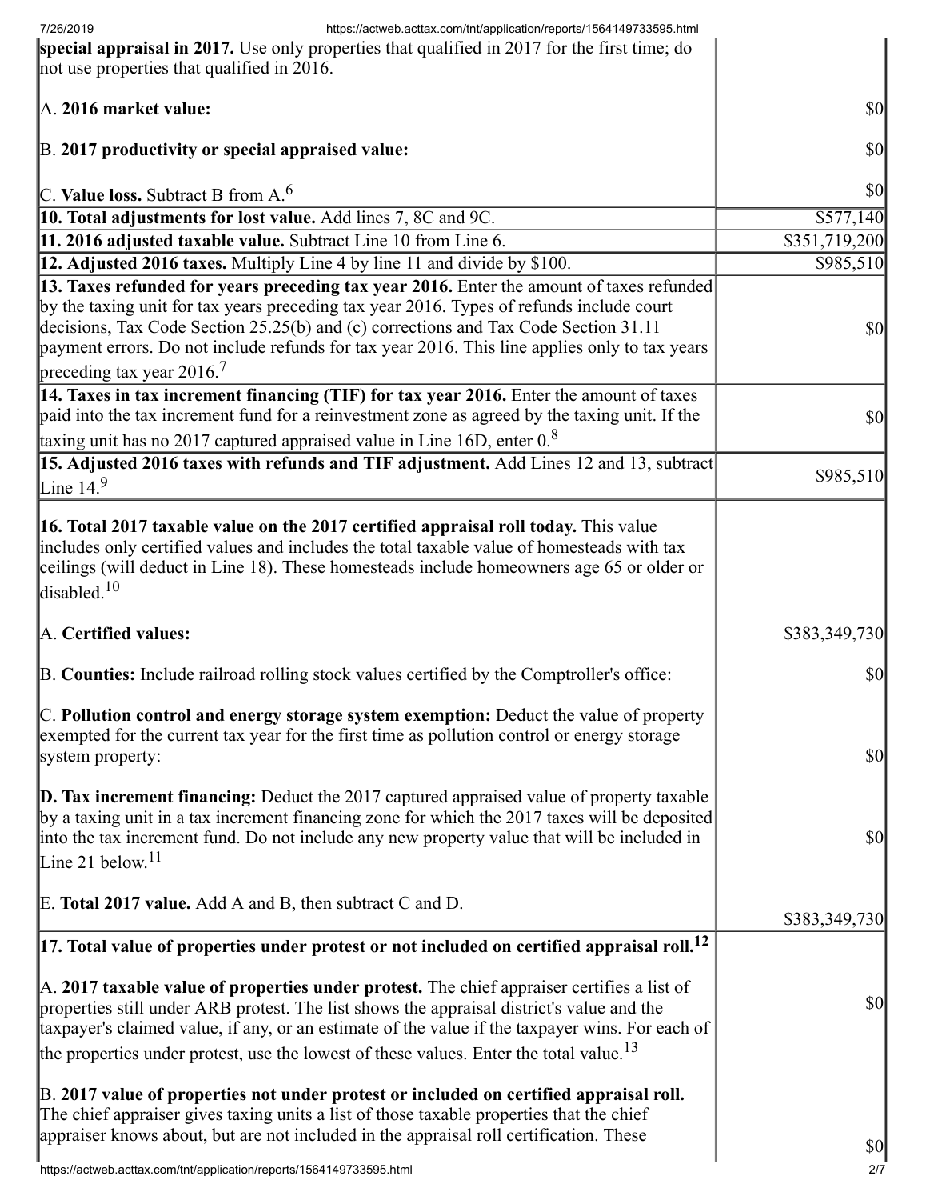| | |
|---|---|
| **special appraisal in 2017.** Use only properties that qualified in 2017 for the first time; do not use properties that qualified in 2016.<br><br>A. **2016 market value:**<br><br>B. **2017 productivity or special appraised value:**<br><br>C. **Value loss.** Subtract B from A.[6] | <br><br>$0<br><br>$0<br><br>$0 |
| **10. Total adjustments for lost value.** Add lines 7, 8C and 9C. | $577,140 |
| **11. 2016 adjusted taxable value.** Subtract Line 10 from Line 6. | $351,719,200 |
| **12. Adjusted 2016 taxes.** Multiply Line 4 by line 11 and divide by $100. | $985,510 |
| **13. Taxes refunded for years preceding tax year 2016.** Enter the amount of taxes refunded by the taxing unit for tax years preceding tax year 2016. Types of refunds include court decisions, Tax Code Section 25.25(b) and (c) corrections and Tax Code Section 31.11 payment errors. Do not include refunds for tax year 2016. This line applies only to tax years preceding tax year 2016.[7] | $0 |
| **14. Taxes in tax increment financing (TIF) for tax year 2016.** Enter the amount of taxes paid into the tax increment fund for a reinvestment zone as agreed by the taxing unit. If the taxing unit has no 2017 captured appraised value in Line 16D, enter 0.[8] | $0 |
| **15. Adjusted 2016 taxes with refunds and TIF adjustment.** Add Lines 12 and 13, subtract Line 14.[9] | $985,510 |
| **16. Total 2017 taxable value on the 2017 certified appraisal roll today.** This value includes only certified values and includes the total taxable value of homesteads with tax ceilings (will deduct in Line 18). These homesteads include homeowners age 65 or older or disabled.[10]<br><br>A. **Certified values:**<br><br>B. **Counties:** Include railroad rolling stock values certified by the Comptroller's office:<br><br>C. **Pollution control and energy storage system exemption:** Deduct the value of property exempted for the current tax year for the first time as pollution control or energy storage system property:<br><br>**D. Tax increment financing:** Deduct the 2017 captured appraised value of property taxable by a taxing unit in a tax increment financing zone for which the 2017 taxes will be deposited into the tax increment fund. Do not include any new property value that will be included in Line 21 below.[11]<br><br>E. **Total 2017 value.** Add A and B, then subtract C and D. | <br><br><br><br>$383,349,730<br><br>$0<br><br>$0<br><br>$0<br><br>$383,349,730 |
| **17. Total value of properties under protest or not included on certified appraisal roll.[12]**<br><br>A. **2017 taxable value of properties under protest.** The chief appraiser certifies a list of properties still under ARB protest. The list shows the appraisal district's value and the taxpayer's claimed value, if any, or an estimate of the value if the taxpayer wins. For each of the properties under protest, use the lowest of these values. Enter the total value.[13]<br><br>B. **2017 value of properties not under protest or included on certified appraisal roll.** The chief appraiser gives taxing units a list of those taxable properties that the chief appraiser knows about, but are not included in the appraisal roll certification. These | <br><br>$0<br><br>$0 |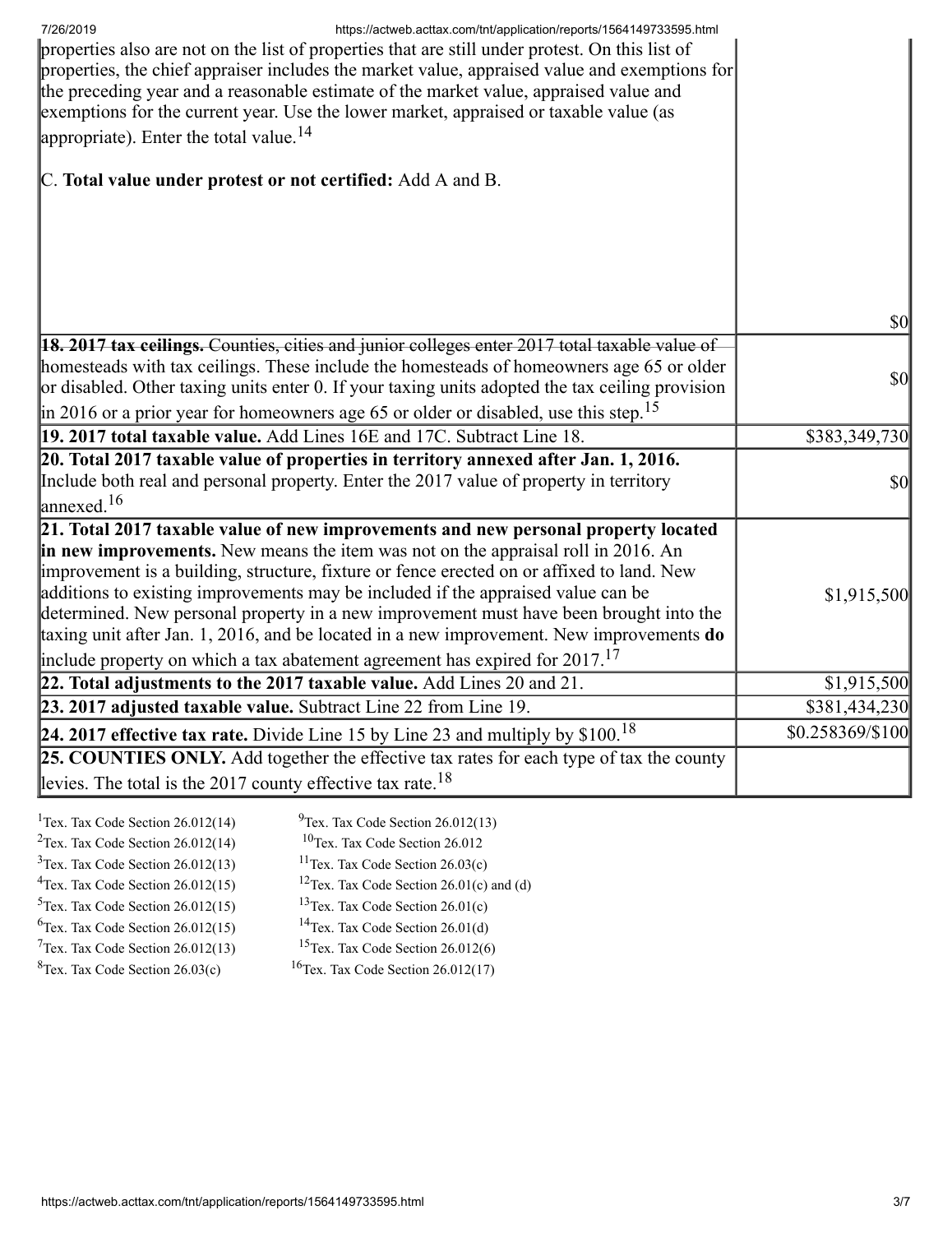| | |
|---|---|
| properties also are not on the list of properties that are still under protest. On this list of properties, the chief appraiser includes the market value, appraised value and exemptions for the preceding year and a reasonable estimate of the market value, appraised value and exemptions for the current year. Use the lower market, appraised or taxable value (as appropriate). Enter the total value.[14]<br><br>C. **Total value under protest or not certified:** Add A and B. | $0 |
| **18. 2017 tax ceilings.** Counties, cities and junior colleges enter 2017 total taxable value of homesteads with tax ceilings. These include the homesteads of homeowners age 65 or older or disabled. Other taxing units enter 0. If your taxing units adopted the tax ceiling provision in 2016 or a prior year for homeowners age 65 or older or disabled, use this step.[15] | $0 |
| **19. 2017 total taxable value.** Add Lines 16E and 17C. Subtract Line 18. | $383,349,730 |
| **20. Total 2017 taxable value of properties in territory annexed after Jan. 1, 2016.** Include both real and personal property. Enter the 2017 value of property in territory annexed.[16] | $0 |
| **21. Total 2017 taxable value of new improvements and new personal property located in new improvements.** New means the item was not on the appraisal roll in 2016. An improvement is a building, structure, fixture or fence erected on or affixed to land. New additions to existing improvements may be included if the appraised value can be determined. New personal property in a new improvement must have been brought into the taxing unit after Jan. 1, 2016, and be located in a new improvement. New improvements **do** include property on which a tax abatement agreement has expired for 2017.[17] | $1,915,500 |
| **22. Total adjustments to the 2017 taxable value.** Add Lines 20 and 21. | $1,915,500 |
| **23. 2017 adjusted taxable value.** Subtract Line 22 from Line 19. | $381,434,230 |
| **24. 2017 effective tax rate.** Divide Line 15 by Line 23 and multiply by $100.[18] | $0.258369/$100 |
| **25. COUNTIES ONLY.** Add together the effective tax rates for each type of tax the county levies. The total is the 2017 county effective tax rate.[18] | |

[1]Tex. Tax Code Section 26.012(14)
[2]Tex. Tax Code Section 26.012(14)
[3]Tex. Tax Code Section 26.012(13)
[4]Tex. Tax Code Section 26.012(15)
[5]Tex. Tax Code Section 26.012(15)
[6]Tex. Tax Code Section 26.012(15)
[7]Tex. Tax Code Section 26.012(13)
[8]Tex. Tax Code Section 26.03(c)
[9]Tex. Tax Code Section 26.012(13)
[10]Tex. Tax Code Section 26.012
[11]Tex. Tax Code Section 26.03(c)
[12]Tex. Tax Code Section 26.01(c) and (d)
[13]Tex. Tax Code Section 26.01(c)
[14]Tex. Tax Code Section 26.01(d)
[15]Tex. Tax Code Section 26.012(6)
[16]Tex. Tax Code Section 26.012(17)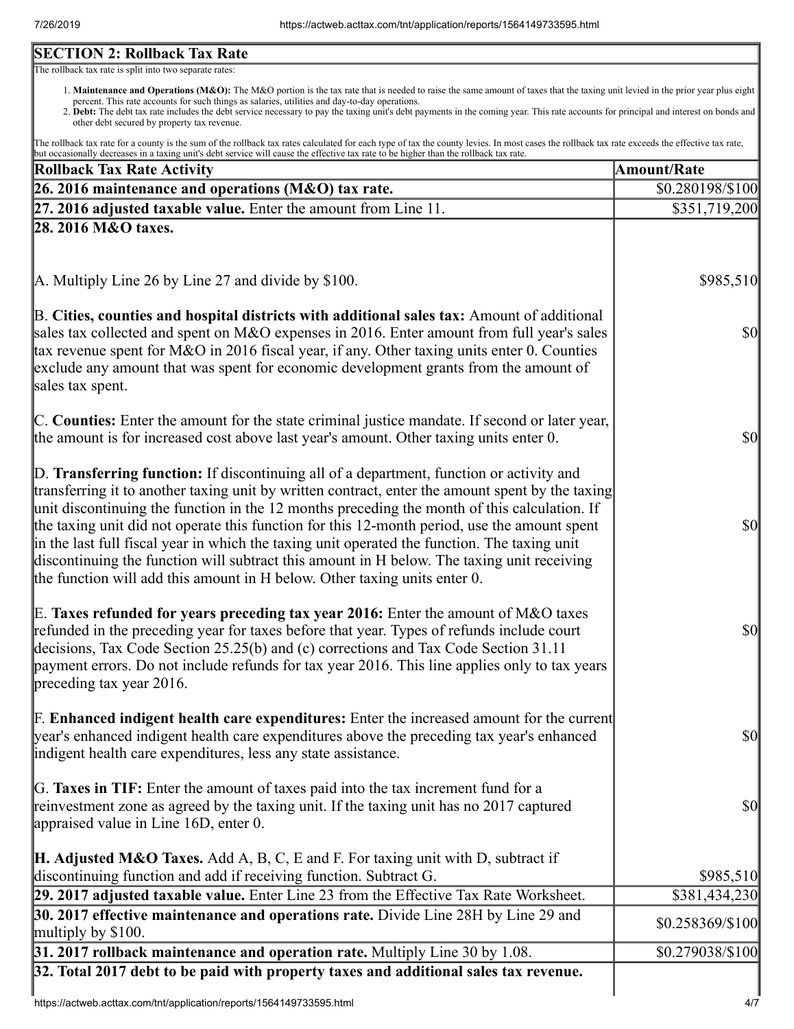## SECTION 2: Rollback Tax Rate

The rollback tax rate is split into two separate rates:

1. **Maintenance and Operations (M&O):** The M&O portion is the tax rate that is needed to raise the same amount of taxes that the taxing unit levied in the prior year plus eight percent. This rate accounts for such things as salaries, utilities and day-to-day operations.
2. **Debt:** The debt tax rate includes the debt service necessary to pay the taxing unit's debt payments in the coming year. This rate accounts for principal and interest on bonds and other debt secured by property tax revenue.

The rollback tax rate for a county is the sum of the rollback tax rates calculated for each type of tax the county levies. In most cases the rollback tax rate exceeds the effective tax rate, but occasionally decreases in a taxing unit's debt service will cause the effective tax rate to be higher than the rollback tax rate.

| Rollback Tax Rate Activity | Amount/Rate |
|---|---|
| **26. 2016 maintenance and operations (M&O) tax rate.** | $0.280198/$100 |
| **27. 2016 adjusted taxable value.** Enter the amount from Line 11. | $351,719,200 |
| **28. 2016 M&O taxes.** | |
| A. Multiply Line 26 by Line 27 and divide by $100. | $985,510 |
| B. **Cities, counties and hospital districts with additional sales tax:** Amount of additional sales tax collected and spent on M&O expenses in 2016. Enter amount from full year's sales tax revenue spent for M&O in 2016 fiscal year, if any. Other taxing units enter 0. Counties exclude any amount that was spent for economic development grants from the amount of sales tax spent. | $0 |
| C. **Counties:** Enter the amount for the state criminal justice mandate. If second or later year, the amount is for increased cost above last year's amount. Other taxing units enter 0. | $0 |
| D. **Transferring function:** If discontinuing all of a department, function or activity and transferring it to another taxing unit by written contract, enter the amount spent by the taxing unit discontinuing the function in the 12 months preceding the month of this calculation. If the taxing unit did not operate this function for this 12-month period, use the amount spent in the last full fiscal year in which the taxing unit operated the function. The taxing unit discontinuing the function will subtract this amount in H below. The taxing unit receiving the function will add this amount in H below. Other taxing units enter 0. | $0 |
| E. **Taxes refunded for years preceding tax year 2016:** Enter the amount of M&O taxes refunded in the preceding year for taxes before that year. Types of refunds include court decisions, Tax Code Section 25.25(b) and (c) corrections and Tax Code Section 31.11 payment errors. Do not include refunds for tax year 2016. This line applies only to tax years preceding tax year 2016. | $0 |
| F. **Enhanced indigent health care expenditures:** Enter the increased amount for the current year's enhanced indigent health care expenditures above the preceding tax year's enhanced indigent health care expenditures, less any state assistance. | $0 |
| G. **Taxes in TIF:** Enter the amount of taxes paid into the tax increment fund for a reinvestment zone as agreed by the taxing unit. If the taxing unit has no 2017 captured appraised value in Line 16D, enter 0. | $0 |
| **H. Adjusted M&O Taxes.** Add A, B, C, E and F. For taxing unit with D, subtract if discontinuing function and add if receiving function. Subtract G. | $985,510 |
| **29. 2017 adjusted taxable value.** Enter Line 23 from the Effective Tax Rate Worksheet. | $381,434,230 |
| **30. 2017 effective maintenance and operations rate.** Divide Line 28H by Line 29 and multiply by $100. | $0.258369/$100 |
| **31. 2017 rollback maintenance and operation rate.** Multiply Line 30 by 1.08. | $0.279038/$100 |
| **32. Total 2017 debt to be paid with property taxes and additional sales tax revenue.** | |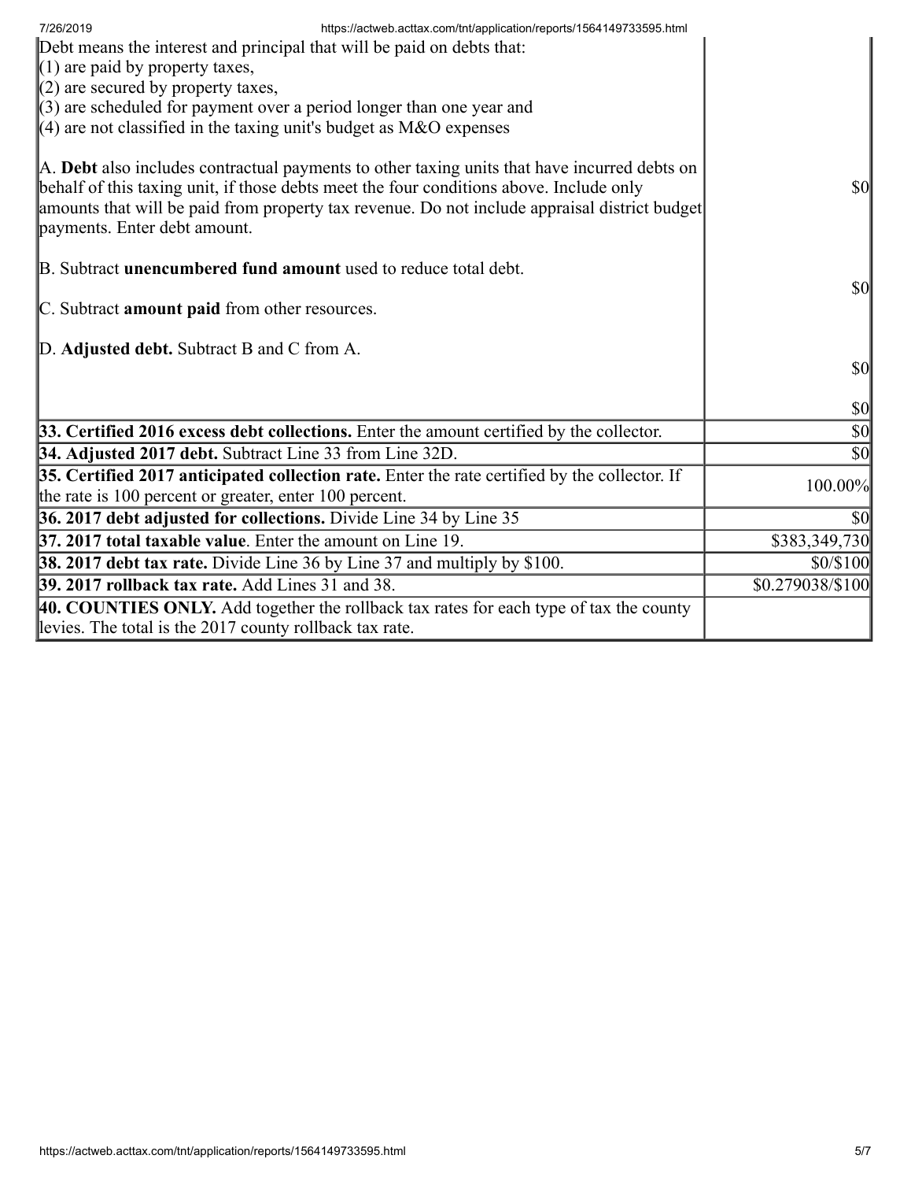| | |
|---|---|
| Debt means the interest and principal that will be paid on debts that:<br>(1) are paid by property taxes,<br>(2) are secured by property taxes,<br>(3) are scheduled for payment over a period longer than one year and<br>(4) are not classified in the taxing unit's budget as M&O expenses<br><br>A. **Debt** also includes contractual payments to other taxing units that have incurred debts on behalf of this taxing unit, if those debts meet the four conditions above. Include only amounts that will be paid from property tax revenue. Do not include appraisal district budget payments. Enter debt amount.<br><br>B. Subtract **unencumbered fund amount** used to reduce total debt.<br><br>C. Subtract **amount paid** from other resources.<br><br>D. **Adjusted debt.** Subtract B and C from A. | $0<br><br>$0<br><br>$0<br><br>$0 |
| **33. Certified 2016 excess debt collections.** Enter the amount certified by the collector. | $0 |
| **34. Adjusted 2017 debt.** Subtract Line 33 from Line 32D. | $0 |
| **35. Certified 2017 anticipated collection rate.** Enter the rate certified by the collector. If the rate is 100 percent or greater, enter 100 percent. | 100.00% |
| **36. 2017 debt adjusted for collections.** Divide Line 34 by Line 35 | $0 |
| **37. 2017 total taxable value**. Enter the amount on Line 19. | $383,349,730 |
| **38. 2017 debt tax rate.** Divide Line 36 by Line 37 and multiply by $100. | $0/$100 |
| **39. 2017 rollback tax rate.** Add Lines 31 and 38. | $0.279038/$100 |
| **40. COUNTIES ONLY.** Add together the rollback tax rates for each type of tax the county levies. The total is the 2017 county rollback tax rate. | |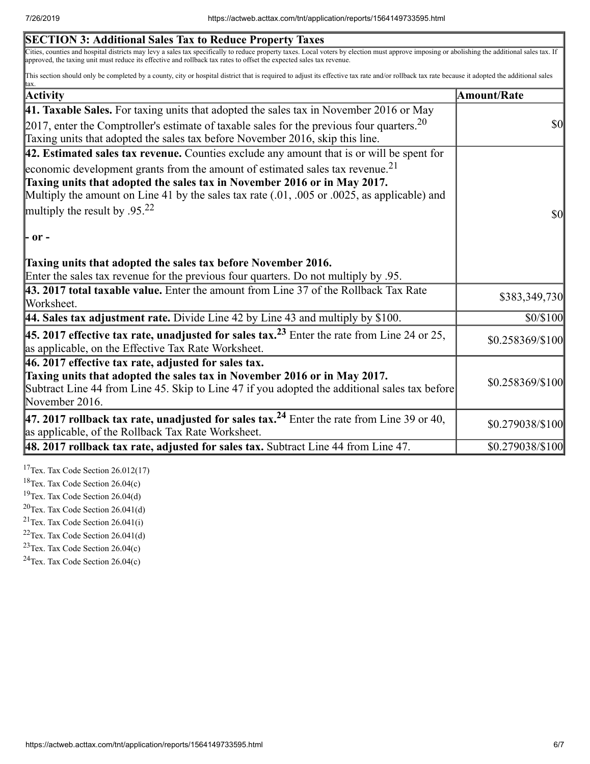| SECTION 3: Additional Sales Tax to Reduce Property Taxes | |
|---|---|
| Cities, counties and hospital districts may levy a sales tax specifically to reduce property taxes. Local voters by election must approve imposing or abolishing the additional sales tax. If approved, the taxing unit must reduce its effective and rollback tax rates to offset the expected sales tax revenue.<br><br>This section should only be completed by a county, city or hospital district that is required to adjust its effective tax rate and/or rollback tax rate because it adopted the additional sales tax. | |
| **Activity** | **Amount/Rate** |
| **41. Taxable Sales.** For taxing units that adopted the sales tax in November 2016 or May 2017, enter the Comptroller's estimate of taxable sales for the previous four quarters.[20] Taxing units that adopted the sales tax before November 2016, skip this line. | $0 |
| **42. Estimated sales tax revenue.** Counties exclude any amount that is or will be spent for economic development grants from the amount of estimated sales tax revenue.[21]<br>**Taxing units that adopted the sales tax in November 2016 or in May 2017.** Multiply the amount on Line 41 by the sales tax rate (.01, .005 or .0025, as applicable) and multiply the result by .95.[22]<br><br>**- or -**<br><br>**Taxing units that adopted the sales tax before November 2016.** Enter the sales tax revenue for the previous four quarters. Do not multiply by .95. | $0 |
| **43. 2017 total taxable value.** Enter the amount from Line 37 of the Rollback Tax Rate Worksheet. | $383,349,730 |
| **44. Sales tax adjustment rate.** Divide Line 42 by Line 43 and multiply by $100. | $0/$100 |
| **45. 2017 effective tax rate, unadjusted for sales tax.**[23] Enter the rate from Line 24 or 25, as applicable, on the Effective Tax Rate Worksheet. | $0.258369/$100 |
| **46. 2017 effective tax rate, adjusted for sales tax.**<br>**Taxing units that adopted the sales tax in November 2016 or in May 2017.** Subtract Line 44 from Line 45. Skip to Line 47 if you adopted the additional sales tax before November 2016. | $0.258369/$100 |
| **47. 2017 rollback tax rate, unadjusted for sales tax.**[24] Enter the rate from Line 39 or 40, as applicable, of the Rollback Tax Rate Worksheet. | $0.279038/$100 |
| **48. 2017 rollback tax rate, adjusted for sales tax.** Subtract Line 44 from Line 47. | $0.279038/$100 |

[17] Tex. Tax Code Section 26.012(17)
[18] Tex. Tax Code Section 26.04(c)
[19] Tex. Tax Code Section 26.04(d)
[20] Tex. Tax Code Section 26.041(d)
[21] Tex. Tax Code Section 26.041(i)
[22] Tex. Tax Code Section 26.041(d)
[23] Tex. Tax Code Section 26.04(c)
[24] Tex. Tax Code Section 26.04(c)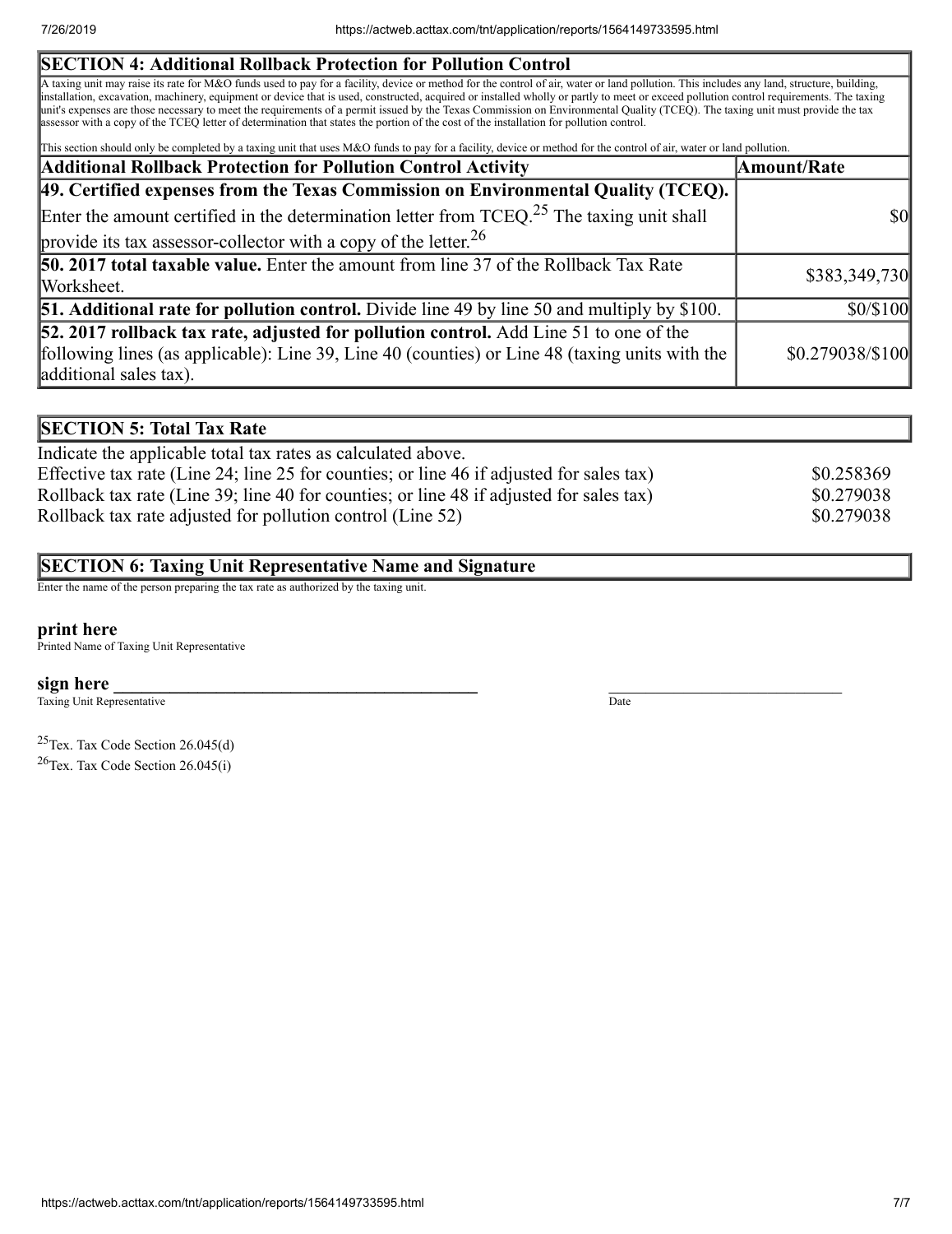## SECTION 4: Additional Rollback Protection for Pollution Control

A taxing unit may raise its rate for M&O funds used to pay for a facility, device or method for the control of air, water or land pollution. This includes any land, structure, building, installation, excavation, machinery, equipment or device that is used, constructed, acquired or installed wholly or partly to meet or exceed pollution control requirements. The taxing unit's expenses are those necessary to meet the requirements of a permit issued by the Texas Commission on Environmental Quality (TCEQ). The taxing unit must provide the tax assessor with a copy of the TCEQ letter of determination that states the portion of the cost of the installation for pollution control.

This section should only be completed by a taxing unit that uses M&O funds to pay for a facility, device or method for the control of air, water or land pollution.

| Additional Rollback Protection for Pollution Control Activity | Amount/Rate |
|---|---|
| **49. Certified expenses from the Texas Commission on Environmental Quality (TCEQ).** Enter the amount certified in the determination letter from TCEQ.[25] The taxing unit shall provide its tax assessor-collector with a copy of the letter.[26] | $0 |
| **50. 2017 total taxable value.** Enter the amount from line 37 of the Rollback Tax Rate Worksheet. | $383,349,730 |
| **51. Additional rate for pollution control.** Divide line 49 by line 50 and multiply by $100. | $0/$100 |
| **52. 2017 rollback tax rate, adjusted for pollution control.** Add Line 51 to one of the following lines (as applicable): Line 39, Line 40 (counties) or Line 48 (taxing units with the additional sales tax). | $0.279038/$100 |

## SECTION 5: Total Tax Rate

Indicate the applicable total tax rates as calculated above.

| | |
|---|---|
| Effective tax rate (Line 24; line 25 for counties; or line 46 if adjusted for sales tax) | $0.258369 |
| Rollback tax rate (Line 39; line 40 for counties; or line 48 if adjusted for sales tax) | $0.279038 |
| Rollback tax rate adjusted for pollution control (Line 52) | $0.279038 |

## SECTION 6: Taxing Unit Representative Name and Signature

Enter the name of the person preparing the tax rate as authorized by the taxing unit.

**print here**
Printed Name of Taxing Unit Representative

**sign here** ________________________________________ ____________________________
Taxing Unit Representative Date

[25] Tex. Tax Code Section 26.045(d)
[26] Tex. Tax Code Section 26.045(i)